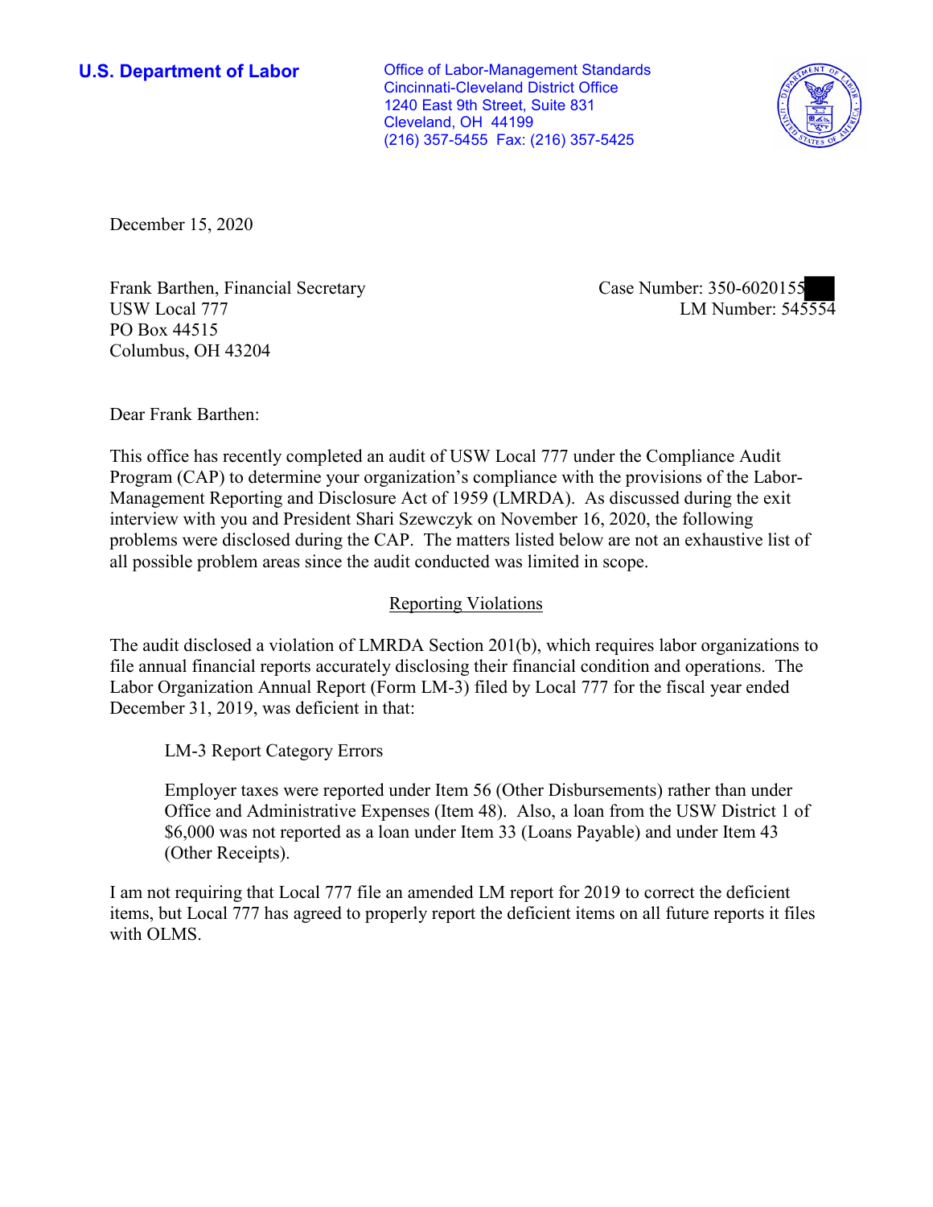**U.S. Department of Labor**

Office of Labor-Management Standards
Cincinnati-Cleveland District Office
1240 East 9th Street, Suite 831
Cleveland, OH 44199
(216) 357-5455 Fax: (216) 357-5425

December 15, 2020

Frank Barthen, Financial Secretary
USW Local 777
PO Box 44515
Columbus, OH 43204

Case Number: 350-6020155
LM Number: 545554

Dear Frank Barthen:

This office has recently completed an audit of USW Local 777 under the Compliance Audit Program (CAP) to determine your organization's compliance with the provisions of the Labor-Management Reporting and Disclosure Act of 1959 (LMRDA). As discussed during the exit interview with you and President Shari Szewczyk on November 16, 2020, the following problems were disclosed during the CAP. The matters listed below are not an exhaustive list of all possible problem areas since the audit conducted was limited in scope.

## Reporting Violations

The audit disclosed a violation of LMRDA Section 201(b), which requires labor organizations to file annual financial reports accurately disclosing their financial condition and operations. The Labor Organization Annual Report (Form LM-3) filed by Local 777 for the fiscal year ended December 31, 2019, was deficient in that:

> LM-3 Report Category Errors
>
> Employer taxes were reported under Item 56 (Other Disbursements) rather than under Office and Administrative Expenses (Item 48). Also, a loan from the USW District 1 of $6,000 was not reported as a loan under Item 33 (Loans Payable) and under Item 43 (Other Receipts).

I am not requiring that Local 777 file an amended LM report for 2019 to correct the deficient items, but Local 777 has agreed to properly report the deficient items on all future reports it files with OLMS.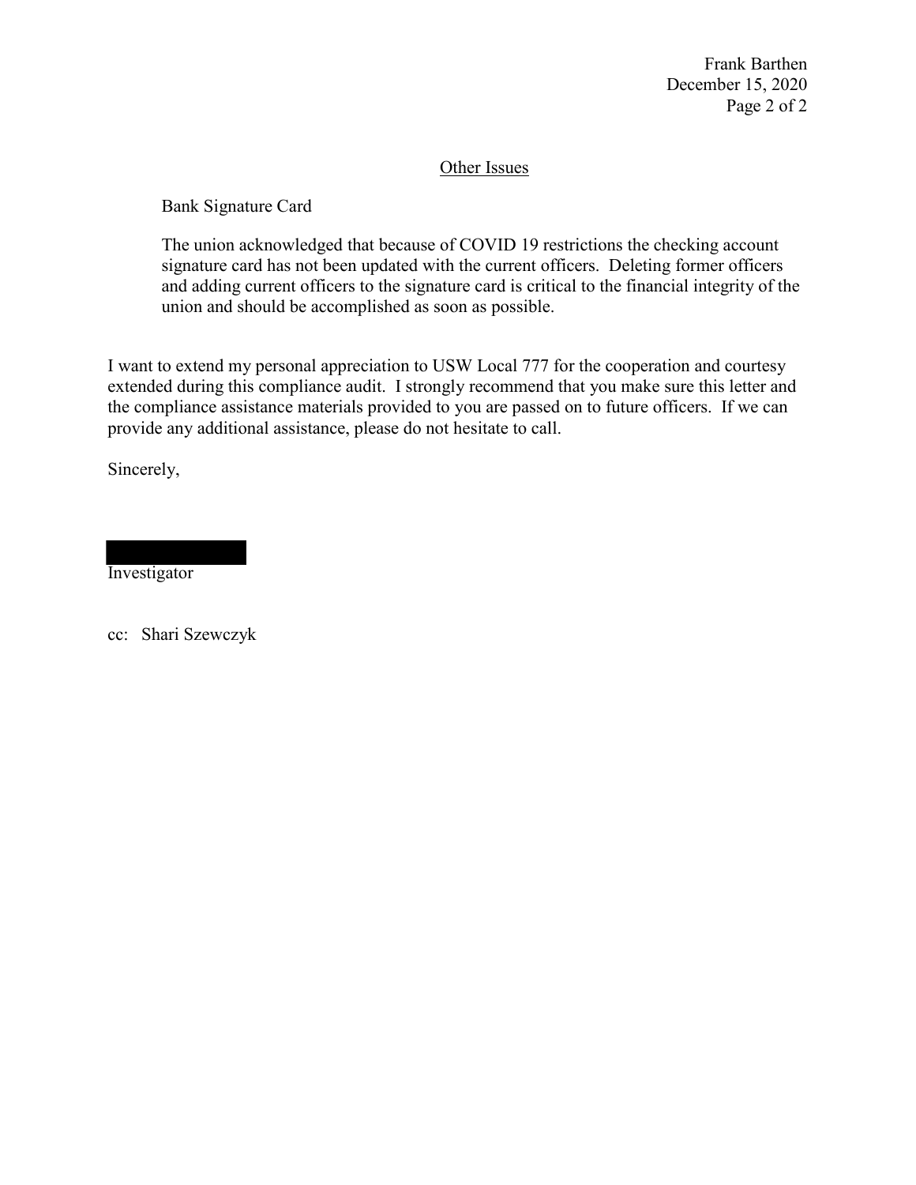## Other Issues

Bank Signature Card

The union acknowledged that because of COVID 19 restrictions the checking account signature card has not been updated with the current officers. Deleting former officers and adding current officers to the signature card is critical to the financial integrity of the union and should be accomplished as soon as possible.

I want to extend my personal appreciation to USW Local 777 for the cooperation and courtesy extended during this compliance audit. I strongly recommend that you make sure this letter and the compliance assistance materials provided to you are passed on to future officers. If we can provide any additional assistance, please do not hesitate to call.

Sincerely,

Investigator

cc: Shari Szewczyk